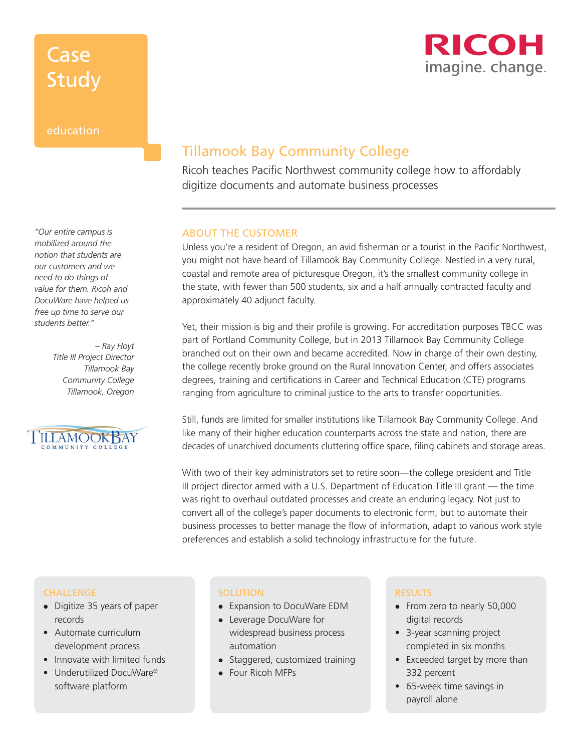# Case Study

education

RICOH imagine. change.

## Tillamook Bay Community College

Ricoh teaches Pacific Northwest community college how to affordably digitize documents and automate business processes

*"Our entire campus is mobilized around the notion that students are our customers and we need to do things of value for them. Ricoh and DocuWare have helped us free up time to serve our students better."*

*– Ray Hoyt*
*Title III Project Director*
*Tillamook Bay Community College*
*Tillamook, Oregon*

### ABOUT THE CUSTOMER

Unless you're a resident of Oregon, an avid fisherman or a tourist in the Pacific Northwest, you might not have heard of Tillamook Bay Community College. Nestled in a very rural, coastal and remote area of picturesque Oregon, it's the smallest community college in the state, with fewer than 500 students, six and a half annually contracted faculty and approximately 40 adjunct faculty.

Yet, their mission is big and their profile is growing. For accreditation purposes TBCC was part of Portland Community College, but in 2013 Tillamook Bay Community College branched out on their own and became accredited. Now in charge of their own destiny, the college recently broke ground on the Rural Innovation Center, and offers associates degrees, training and certifications in Career and Technical Education (CTE) programs ranging from agriculture to criminal justice to the arts to transfer opportunities.

Still, funds are limited for smaller institutions like Tillamook Bay Community College. And like many of their higher education counterparts across the state and nation, there are decades of unarchived documents cluttering office space, filing cabinets and storage areas.

With two of their key administrators set to retire soon—the college president and Title III project director armed with a U.S. Department of Education Title III grant — the time was right to overhaul outdated processes and create an enduring legacy. Not just to convert all of the college's paper documents to electronic form, but to automate their business processes to better manage the flow of information, adapt to various work style preferences and establish a solid technology infrastructure for the future.

### CHALLENGE

- Digitize 35 years of paper records
- Automate curriculum development process
- Innovate with limited funds
- Underutilized DocuWare® software platform

### SOLUTION

- Expansion to DocuWare EDM
- Leverage DocuWare for widespread business process automation
- Staggered, customized training
- Four Ricoh MFPs

### RESULTS

- From zero to nearly 50,000 digital records
- 3-year scanning project completed in six months
- Exceeded target by more than 332 percent
- 65-week time savings in payroll alone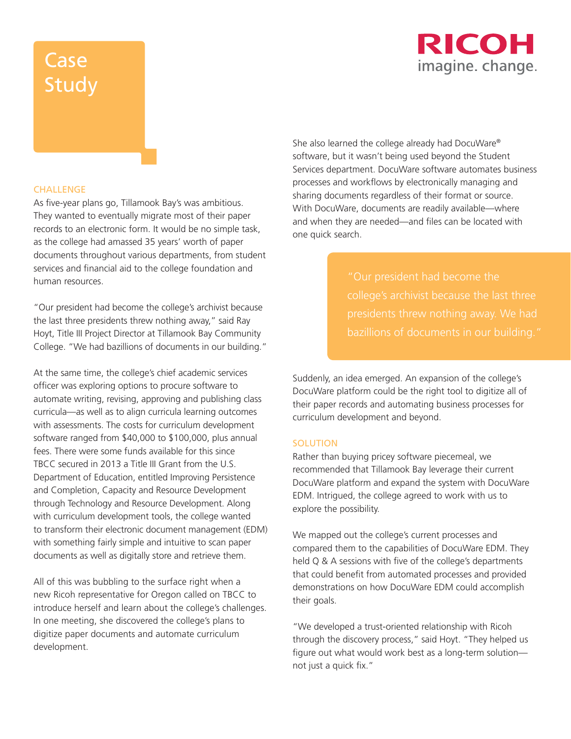# Case Study

### CHALLENGE

As five-year plans go, Tillamook Bay's was ambitious. They wanted to eventually migrate most of their paper records to an electronic form. It would be no simple task, as the college had amassed 35 years' worth of paper documents throughout various departments, from student services and financial aid to the college foundation and human resources.

"Our president had become the college's archivist because the last three presidents threw nothing away," said Ray Hoyt, Title III Project Director at Tillamook Bay Community College. "We had bazillions of documents in our building."

At the same time, the college's chief academic services officer was exploring options to procure software to automate writing, revising, approving and publishing class curricula—as well as to align curricula learning outcomes with assessments. The costs for curriculum development software ranged from $40,000 to $100,000, plus annual fees. There were some funds available for this since TBCC secured in 2013 a Title III Grant from the U.S. Department of Education, entitled Improving Persistence and Completion, Capacity and Resource Development through Technology and Resource Development. Along with curriculum development tools, the college wanted to transform their electronic document management (EDM) with something fairly simple and intuitive to scan paper documents as well as digitally store and retrieve them.

All of this was bubbling to the surface right when a new Ricoh representative for Oregon called on TBCC to introduce herself and learn about the college's challenges. In one meeting, she discovered the college's plans to digitize paper documents and automate curriculum development.

She also learned the college already had DocuWare® software, but it wasn't being used beyond the Student Services department. DocuWare software automates business processes and workflows by electronically managing and sharing documents regardless of their format or source. With DocuWare, documents are readily available—where and when they are needed—and files can be located with one quick search.

> "Our president had become the college's archivist because the last three presidents threw nothing away. We had bazillions of documents in our building."

Suddenly, an idea emerged. An expansion of the college's DocuWare platform could be the right tool to digitize all of their paper records and automating business processes for curriculum development and beyond.

### SOLUTION

Rather than buying pricey software piecemeal, we recommended that Tillamook Bay leverage their current DocuWare platform and expand the system with DocuWare EDM. Intrigued, the college agreed to work with us to explore the possibility.

We mapped out the college's current processes and compared them to the capabilities of DocuWare EDM. They held Q & A sessions with five of the college's departments that could benefit from automated processes and provided demonstrations on how DocuWare EDM could accomplish their goals.

"We developed a trust-oriented relationship with Ricoh through the discovery process," said Hoyt. "They helped us figure out what would work best as a long-term solution—not just a quick fix."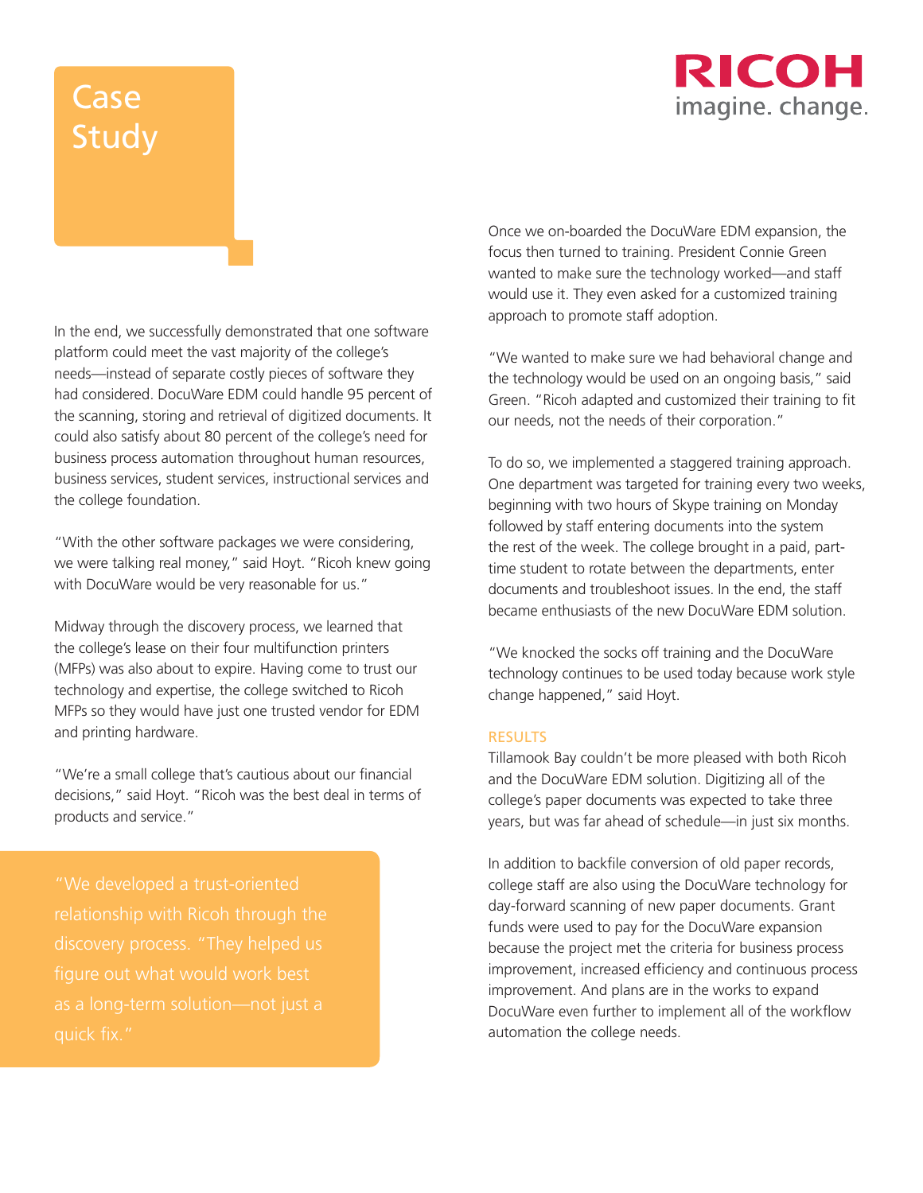# Case Study

In the end, we successfully demonstrated that one software platform could meet the vast majority of the college's needs—instead of separate costly pieces of software they had considered. DocuWare EDM could handle 95 percent of the scanning, storing and retrieval of digitized documents. It could also satisfy about 80 percent of the college's need for business process automation throughout human resources, business services, student services, instructional services and the college foundation.

"With the other software packages we were considering, we were talking real money," said Hoyt. "Ricoh knew going with DocuWare would be very reasonable for us."

Midway through the discovery process, we learned that the college's lease on their four multifunction printers (MFPs) was also about to expire. Having come to trust our technology and expertise, the college switched to Ricoh MFPs so they would have just one trusted vendor for EDM and printing hardware.

"We're a small college that's cautious about our financial decisions," said Hoyt. "Ricoh was the best deal in terms of products and service."

> "We developed a trust-oriented relationship with Ricoh through the discovery process. "They helped us figure out what would work best as a long-term solution—not just a quick fix."

Once we on-boarded the DocuWare EDM expansion, the focus then turned to training. President Connie Green wanted to make sure the technology worked—and staff would use it. They even asked for a customized training approach to promote staff adoption.

"We wanted to make sure we had behavioral change and the technology would be used on an ongoing basis," said Green. "Ricoh adapted and customized their training to fit our needs, not the needs of their corporation."

To do so, we implemented a staggered training approach. One department was targeted for training every two weeks, beginning with two hours of Skype training on Monday followed by staff entering documents into the system the rest of the week. The college brought in a paid, part-time student to rotate between the departments, enter documents and troubleshoot issues. In the end, the staff became enthusiasts of the new DocuWare EDM solution.

"We knocked the socks off training and the DocuWare technology continues to be used today because work style change happened," said Hoyt.

## RESULTS

Tillamook Bay couldn't be more pleased with both Ricoh and the DocuWare EDM solution. Digitizing all of the college's paper documents was expected to take three years, but was far ahead of schedule—in just six months.

In addition to backfile conversion of old paper records, college staff are also using the DocuWare technology for day-forward scanning of new paper documents. Grant funds were used to pay for the DocuWare expansion because the project met the criteria for business process improvement, increased efficiency and continuous process improvement. And plans are in the works to expand DocuWare even further to implement all of the workflow automation the college needs.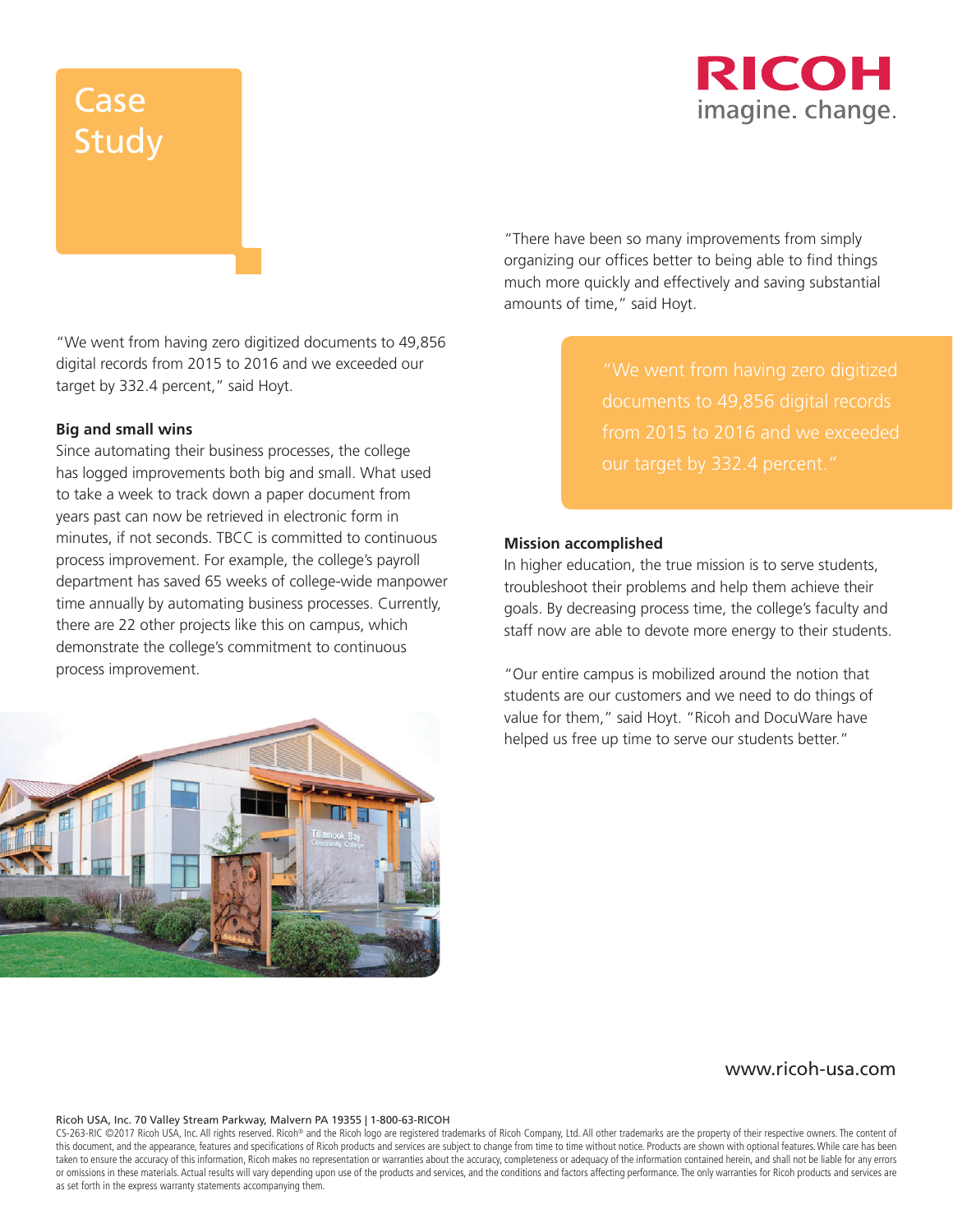# Case Study

RICOH
imagine. change.

"We went from having zero digitized documents to 49,856 digital records from 2015 to 2016 and we exceeded our target by 332.4 percent," said Hoyt.

**Big and small wins**

Since automating their business processes, the college has logged improvements both big and small. What used to take a week to track down a paper document from years past can now be retrieved in electronic form in minutes, if not seconds. TBCC is committed to continuous process improvement. For example, the college's payroll department has saved 65 weeks of college-wide manpower time annually by automating business processes. Currently, there are 22 other projects like this on campus, which demonstrate the college's commitment to continuous process improvement.

"There have been so many improvements from simply organizing our offices better to being able to find things much more quickly and effectively and saving substantial amounts of time," said Hoyt.

> "We went from having zero digitized documents to 49,856 digital records from 2015 to 2016 and we exceeded our target by 332.4 percent."

**Mission accomplished**

In higher education, the true mission is to serve students, troubleshoot their problems and help them achieve their goals. By decreasing process time, the college's faculty and staff now are able to devote more energy to their students.

"Our entire campus is mobilized around the notion that students are our customers and we need to do things of value for them," said Hoyt. "Ricoh and DocuWare have helped us free up time to serve our students better."

www.ricoh-usa.com

Ricoh USA, Inc. 70 Valley Stream Parkway, Malvern PA 19355 | 1-800-63-RICOH

CS-263-RIC ©2017 Ricoh USA, Inc. All rights reserved. Ricoh® and the Ricoh logo are registered trademarks of Ricoh Company, Ltd. All other trademarks are the property of their respective owners. The content of this document, and the appearance, features and specifications of Ricoh products and services are subject to change from time to time without notice. Products are shown with optional features. While care has been taken to ensure the accuracy of this information, Ricoh makes no representation or warranties about the accuracy, completeness or adequacy of the information contained herein, and shall not be liable for any errors or omissions in these materials. Actual results will vary depending upon use of the products and services, and the conditions and factors affecting performance. The only warranties for Ricoh products and services are as set forth in the express warranty statements accompanying them.